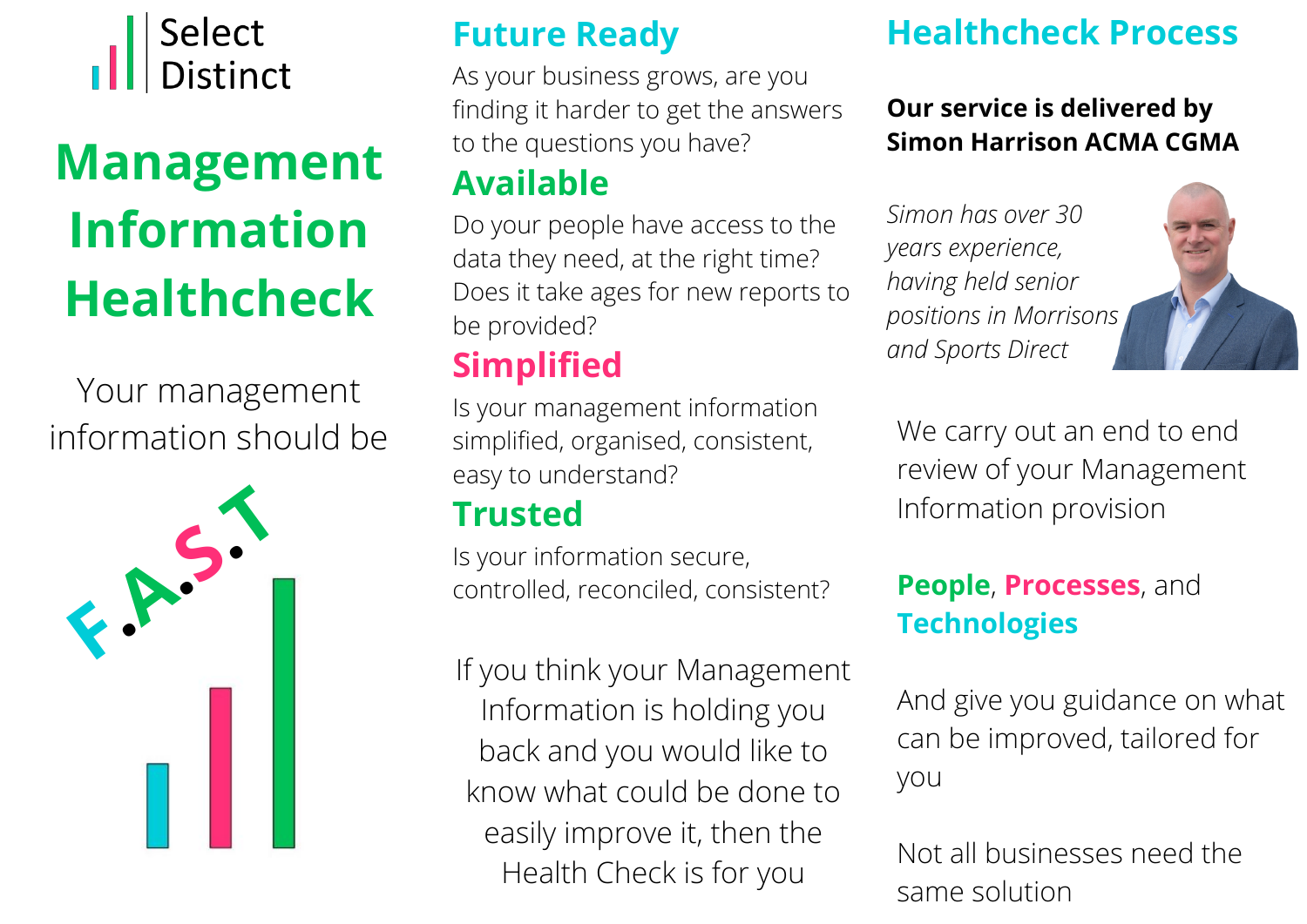Select Distinct

# Management Information Healthcheck

Your management information should be

F.A.S.T

## Future Ready

As your business grows, are you finding it harder to get the answers to the questions you have?

## Available

Do your people have access to the data they need, at the right time? Does it take ages for new reports to be provided?

## Simplified

Is your management information simplified, organised, consistent, easy to understand?

## Trusted

Is your information secure, controlled, reconciled, consistent?

If you think your Management Information is holding you back and you would like to know what could be done to easily improve it, then the Health Check is for you

## Healthcheck Process

**Our service is delivered by Simon Harrison ACMA CGMA**

*Simon has over 30 years experience, having held senior positions in Morrisons and Sports Direct*

We carry out an end to end review of your Management Information provision

**People**, **Processes**, and **Technologies**

And give you guidance on what can be improved, tailored for you

Not all businesses need the same solution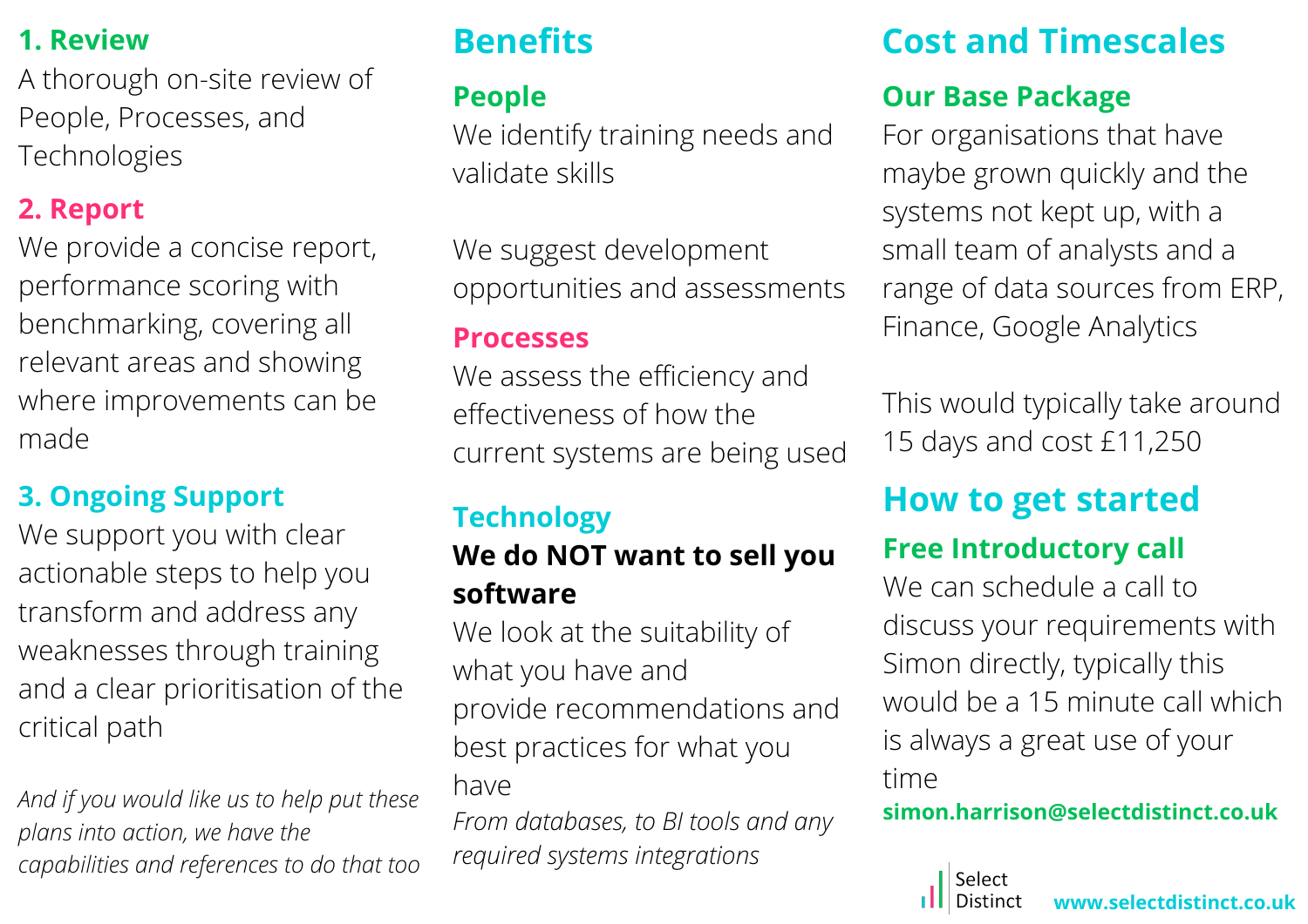### 1. Review

A thorough on-site review of People, Processes, and Technologies

### 2. Report

We provide a concise report, performance scoring with benchmarking, covering all relevant areas and showing where improvements can be made

### 3. Ongoing Support

We support you with clear actionable steps to help you transform and address any weaknesses through training and a clear prioritisation of the critical path

*And if you would like us to help put these plans into action, we have the capabilities and references to do that too*

## Benefits

### People

We identify training needs and validate skills

We suggest development opportunities and assessments

### Processes

We assess the efficiency and effectiveness of how the current systems are being used

### Technology

**We do NOT want to sell you software**

We look at the suitability of what you have and provide recommendations and best practices for what you have

*From databases, to BI tools and any required systems integrations*

## Cost and Timescales

### Our Base Package

For organisations that have maybe grown quickly and the systems not kept up, with a small team of analysts and a range of data sources from ERP, Finance, Google Analytics

This would typically take around 15 days and cost £11,250

## How to get started

### Free Introductory call

We can schedule a call to discuss your requirements with Simon directly, typically this would be a 15 minute call which is always a great use of your time

**simon.harrison@selectdistinct.co.uk**

Select Distinct

**www.selectdistinct.co.uk**